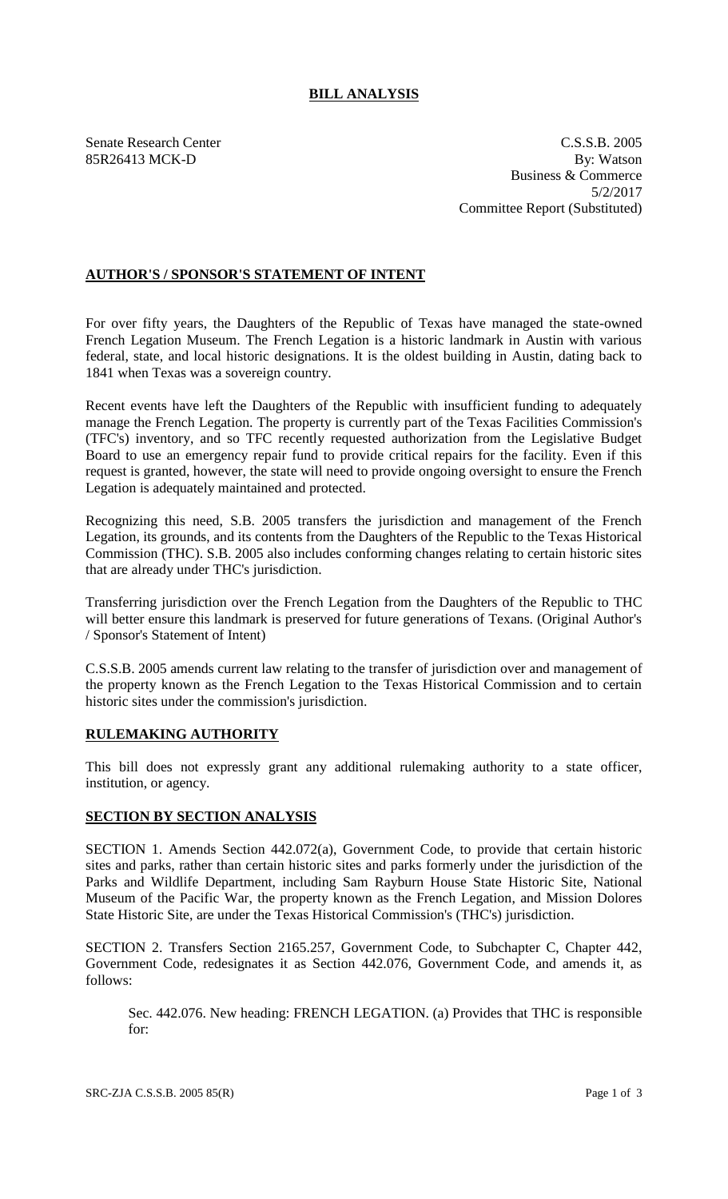# BILL ANALYSIS

Senate Research Center
85R26413 MCK-D

C.S.S.B. 2005
By: Watson
Business & Commerce
5/2/2017
Committee Report (Substituted)

## AUTHOR'S / SPONSOR'S STATEMENT OF INTENT

For over fifty years, the Daughters of the Republic of Texas have managed the state-owned French Legation Museum. The French Legation is a historic landmark in Austin with various federal, state, and local historic designations. It is the oldest building in Austin, dating back to 1841 when Texas was a sovereign country.

Recent events have left the Daughters of the Republic with insufficient funding to adequately manage the French Legation. The property is currently part of the Texas Facilities Commission's (TFC's) inventory, and so TFC recently requested authorization from the Legislative Budget Board to use an emergency repair fund to provide critical repairs for the facility. Even if this request is granted, however, the state will need to provide ongoing oversight to ensure the French Legation is adequately maintained and protected.

Recognizing this need, S.B. 2005 transfers the jurisdiction and management of the French Legation, its grounds, and its contents from the Daughters of the Republic to the Texas Historical Commission (THC). S.B. 2005 also includes conforming changes relating to certain historic sites that are already under THC's jurisdiction.

Transferring jurisdiction over the French Legation from the Daughters of the Republic to THC will better ensure this landmark is preserved for future generations of Texans. (Original Author's / Sponsor's Statement of Intent)

C.S.S.B. 2005 amends current law relating to the transfer of jurisdiction over and management of the property known as the French Legation to the Texas Historical Commission and to certain historic sites under the commission's jurisdiction.

## RULEMAKING AUTHORITY

This bill does not expressly grant any additional rulemaking authority to a state officer, institution, or agency.

## SECTION BY SECTION ANALYSIS

SECTION 1. Amends Section 442.072(a), Government Code, to provide that certain historic sites and parks, rather than certain historic sites and parks formerly under the jurisdiction of the Parks and Wildlife Department, including Sam Rayburn House State Historic Site, National Museum of the Pacific War, the property known as the French Legation, and Mission Dolores State Historic Site, are under the Texas Historical Commission's (THC's) jurisdiction.

SECTION 2. Transfers Section 2165.257, Government Code, to Subchapter C, Chapter 442, Government Code, redesignates it as Section 442.076, Government Code, and amends it, as follows:

Sec. 442.076. New heading: FRENCH LEGATION. (a) Provides that THC is responsible for: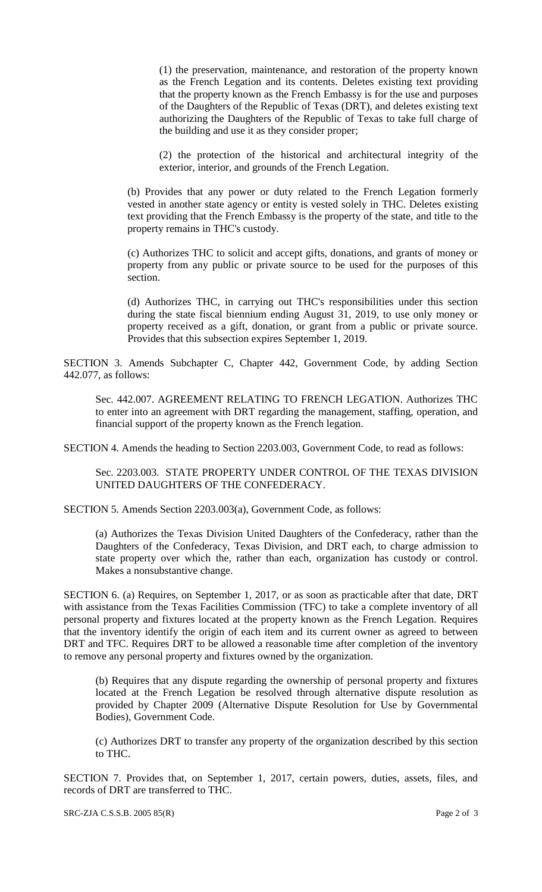(1) the preservation, maintenance, and restoration of the property known as the French Legation and its contents. Deletes existing text providing that the property known as the French Embassy is for the use and purposes of the Daughters of the Republic of Texas (DRT), and deletes existing text authorizing the Daughters of the Republic of Texas to take full charge of the building and use it as they consider proper;

(2) the protection of the historical and architectural integrity of the exterior, interior, and grounds of the French Legation.

(b) Provides that any power or duty related to the French Legation formerly vested in another state agency or entity is vested solely in THC. Deletes existing text providing that the French Embassy is the property of the state, and title to the property remains in THC's custody.

(c) Authorizes THC to solicit and accept gifts, donations, and grants of money or property from any public or private source to be used for the purposes of this section.

(d) Authorizes THC, in carrying out THC's responsibilities under this section during the state fiscal biennium ending August 31, 2019, to use only money or property received as a gift, donation, or grant from a public or private source. Provides that this subsection expires September 1, 2019.

SECTION 3. Amends Subchapter C, Chapter 442, Government Code, by adding Section 442.077, as follows:

Sec. 442.007. AGREEMENT RELATING TO FRENCH LEGATION. Authorizes THC to enter into an agreement with DRT regarding the management, staffing, operation, and financial support of the property known as the French legation.

SECTION 4. Amends the heading to Section 2203.003, Government Code, to read as follows:

Sec. 2203.003. STATE PROPERTY UNDER CONTROL OF THE TEXAS DIVISION UNITED DAUGHTERS OF THE CONFEDERACY.

SECTION 5. Amends Section 2203.003(a), Government Code, as follows:

(a) Authorizes the Texas Division United Daughters of the Confederacy, rather than the Daughters of the Confederacy, Texas Division, and DRT each, to charge admission to state property over which the, rather than each, organization has custody or control. Makes a nonsubstantive change.

SECTION 6. (a) Requires, on September 1, 2017, or as soon as practicable after that date, DRT with assistance from the Texas Facilities Commission (TFC) to take a complete inventory of all personal property and fixtures located at the property known as the French Legation. Requires that the inventory identify the origin of each item and its current owner as agreed to between DRT and TFC. Requires DRT to be allowed a reasonable time after completion of the inventory to remove any personal property and fixtures owned by the organization.

(b) Requires that any dispute regarding the ownership of personal property and fixtures located at the French Legation be resolved through alternative dispute resolution as provided by Chapter 2009 (Alternative Dispute Resolution for Use by Governmental Bodies), Government Code.

(c) Authorizes DRT to transfer any property of the organization described by this section to THC.

SECTION 7. Provides that, on September 1, 2017, certain powers, duties, assets, files, and records of DRT are transferred to THC.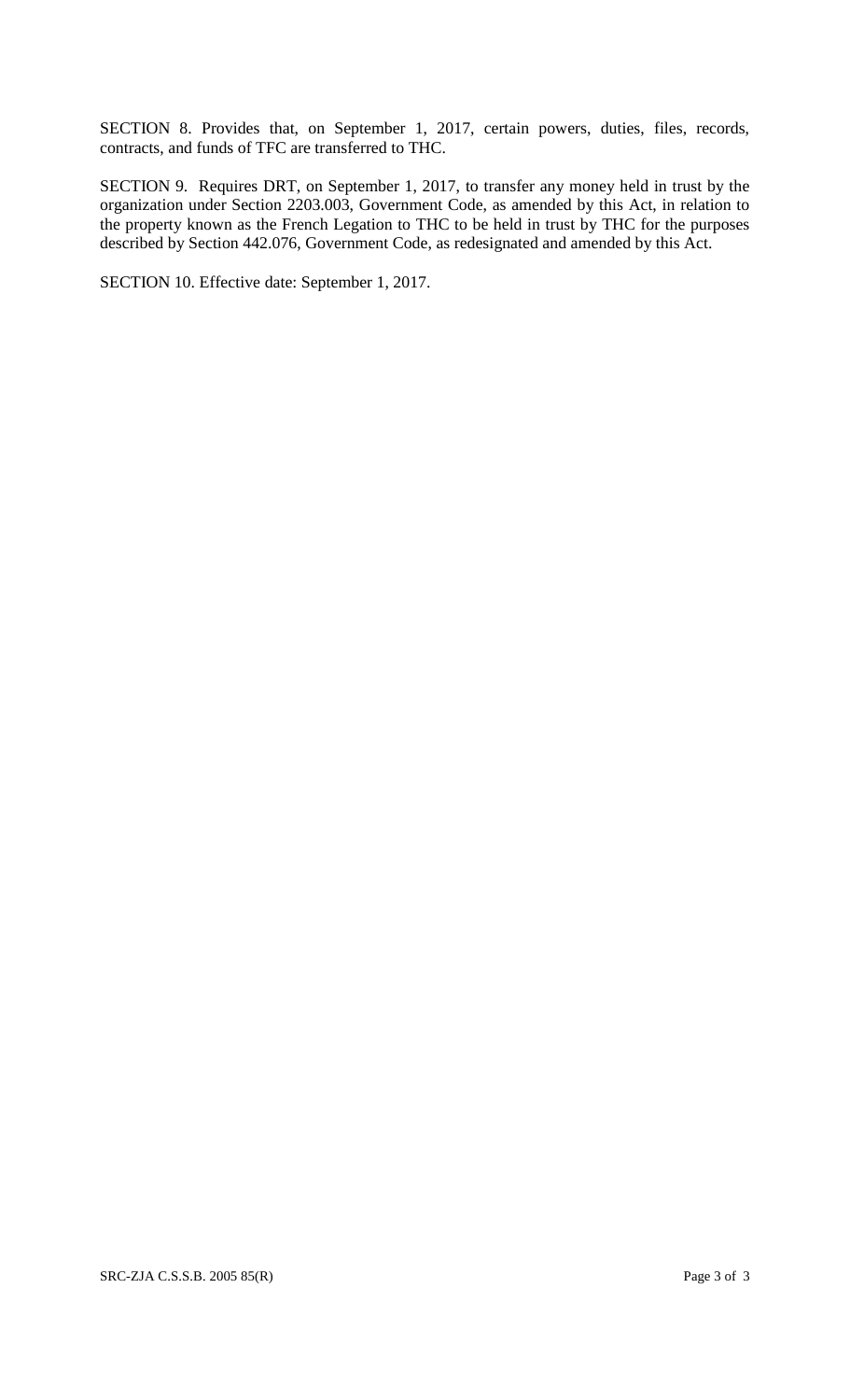SECTION 8. Provides that, on September 1, 2017, certain powers, duties, files, records, contracts, and funds of TFC are transferred to THC.

SECTION 9. Requires DRT, on September 1, 2017, to transfer any money held in trust by the organization under Section 2203.003, Government Code, as amended by this Act, in relation to the property known as the French Legation to THC to be held in trust by THC for the purposes described by Section 442.076, Government Code, as redesignated and amended by this Act.

SECTION 10. Effective date: September 1, 2017.